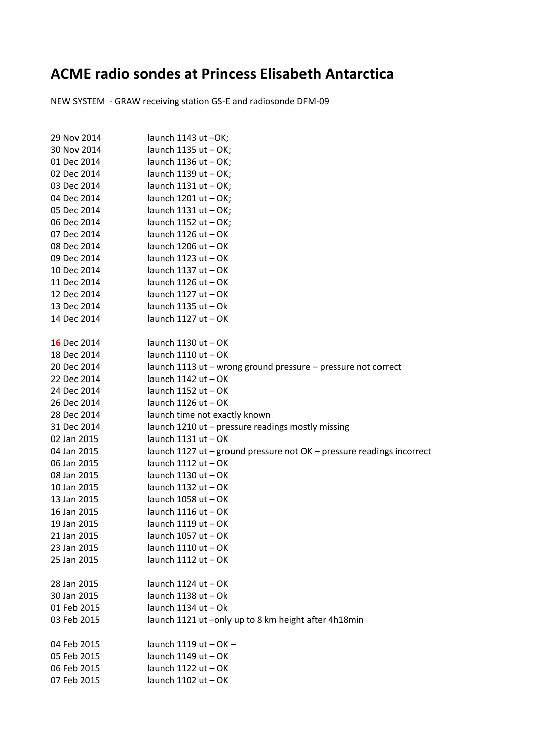# ACME radio sondes at Princess Elisabeth Antarctica

NEW SYSTEM - GRAW receiving station GS-E and radiosonde DFM-09

| | |
|---|---|
| 29 Nov 2014 | launch 1143 ut –OK; |
| 30 Nov 2014 | launch 1135 ut – OK; |
| 01 Dec 2014 | launch 1136 ut – OK; |
| 02 Dec 2014 | launch 1139 ut – OK; |
| 03 Dec 2014 | launch 1131 ut – OK; |
| 04 Dec 2014 | launch 1201 ut – OK; |
| 05 Dec 2014 | launch 1131 ut – OK; |
| 06 Dec 2014 | launch 1152 ut – OK; |
| 07 Dec 2014 | launch 1126 ut – OK |
| 08 Dec 2014 | launch 1206 ut – OK |
| 09 Dec 2014 | launch 1123 ut – OK |
| 10 Dec 2014 | launch 1137 ut – OK |
| 11 Dec 2014 | launch 1126 ut – OK |
| 12 Dec 2014 | launch 1127 ut – OK |
| 13 Dec 2014 | launch 1135 ut – Ok |
| 14 Dec 2014 | launch 1127 ut – OK |
| | |
| 16 Dec 2014 | launch 1130 ut – OK |
| 18 Dec 2014 | launch 1110 ut – OK |
| 20 Dec 2014 | launch 1113 ut – wrong ground pressure – pressure not correct |
| 22 Dec 2014 | launch 1142 ut – OK |
| 24 Dec 2014 | launch 1152 ut – OK |
| 26 Dec 2014 | launch 1126 ut – OK |
| 28 Dec 2014 | launch time not exactly known |
| 31 Dec 2014 | launch 1210 ut – pressure readings mostly missing |
| 02 Jan 2015 | launch 1131 ut – OK |
| 04 Jan 2015 | launch 1127 ut – ground pressure not OK – pressure readings incorrect |
| 06 Jan 2015 | launch 1112 ut – OK |
| 08 Jan 2015 | launch 1130 ut – OK |
| 10 Jan 2015 | launch 1132 ut – OK |
| 13 Jan 2015 | launch 1058 ut – OK |
| 16 Jan 2015 | launch 1116 ut – OK |
| 19 Jan 2015 | launch 1119 ut – OK |
| 21 Jan 2015 | launch 1057 ut – OK |
| 23 Jan 2015 | launch 1110 ut – OK |
| 25 Jan 2015 | launch 1112 ut – OK |
| | |
| 28 Jan 2015 | launch 1124 ut – OK |
| 30 Jan 2015 | launch 1138 ut – Ok |
| 01 Feb 2015 | launch 1134 ut – Ok |
| 03 Feb 2015 | launch 1121 ut –only up to 8 km height after 4h18min |
| | |
| 04 Feb 2015 | launch 1119 ut – OK – |
| 05 Feb 2015 | launch 1149 ut – OK |
| 06 Feb 2015 | launch 1122 ut – OK |
| 07 Feb 2015 | launch 1102 ut – OK |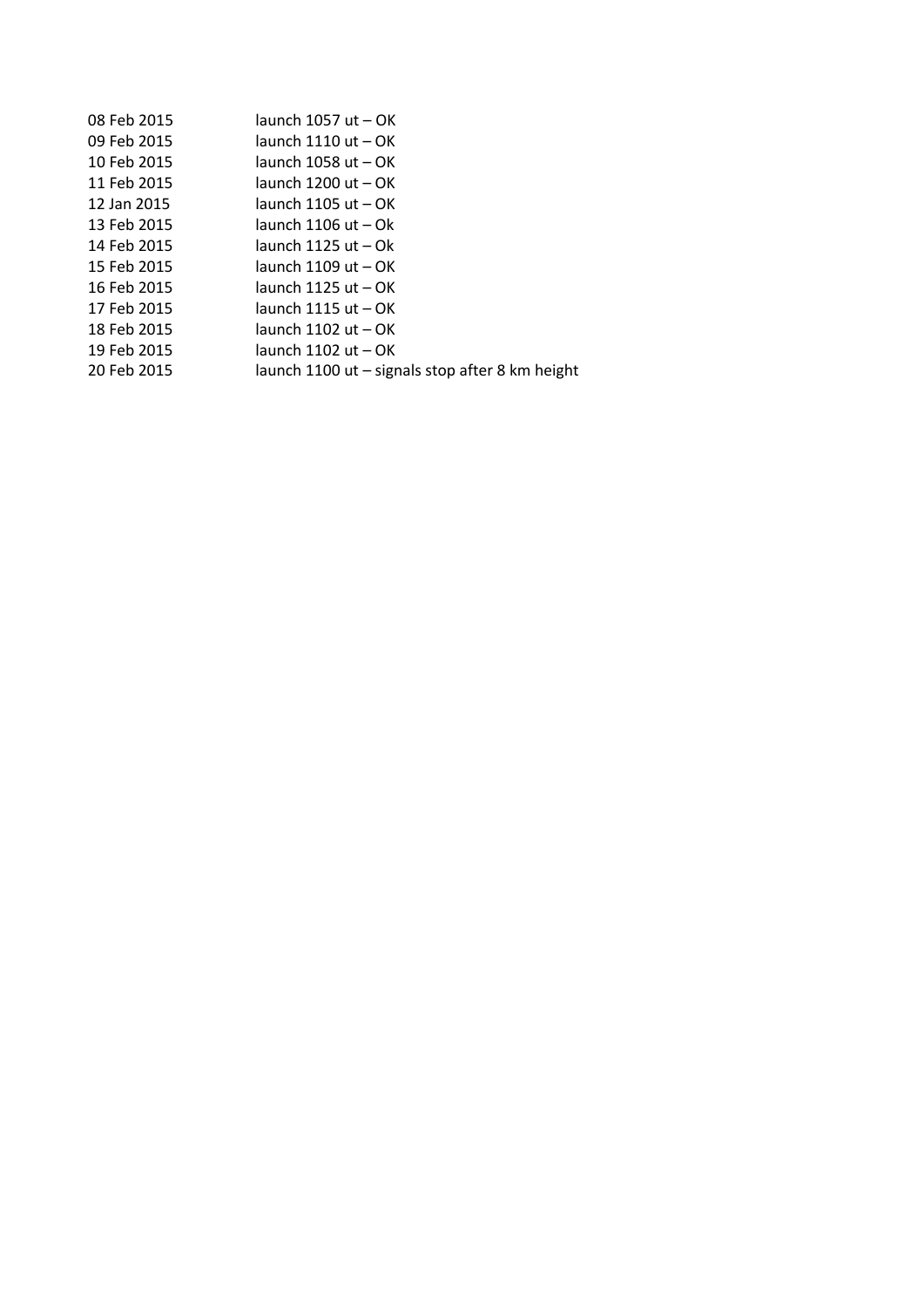| | |
|---|---|
| 08 Feb 2015 | launch 1057 ut – OK |
| 09 Feb 2015 | launch 1110 ut – OK |
| 10 Feb 2015 | launch 1058 ut – OK |
| 11 Feb 2015 | launch 1200 ut – OK |
| 12 Jan 2015 | launch 1105 ut – OK |
| 13 Feb 2015 | launch 1106 ut – Ok |
| 14 Feb 2015 | launch 1125 ut – Ok |
| 15 Feb 2015 | launch 1109 ut – OK |
| 16 Feb 2015 | launch 1125 ut – OK |
| 17 Feb 2015 | launch 1115 ut – OK |
| 18 Feb 2015 | launch 1102 ut – OK |
| 19 Feb 2015 | launch 1102 ut – OK |
| 20 Feb 2015 | launch 1100 ut – signals stop after 8 km height |